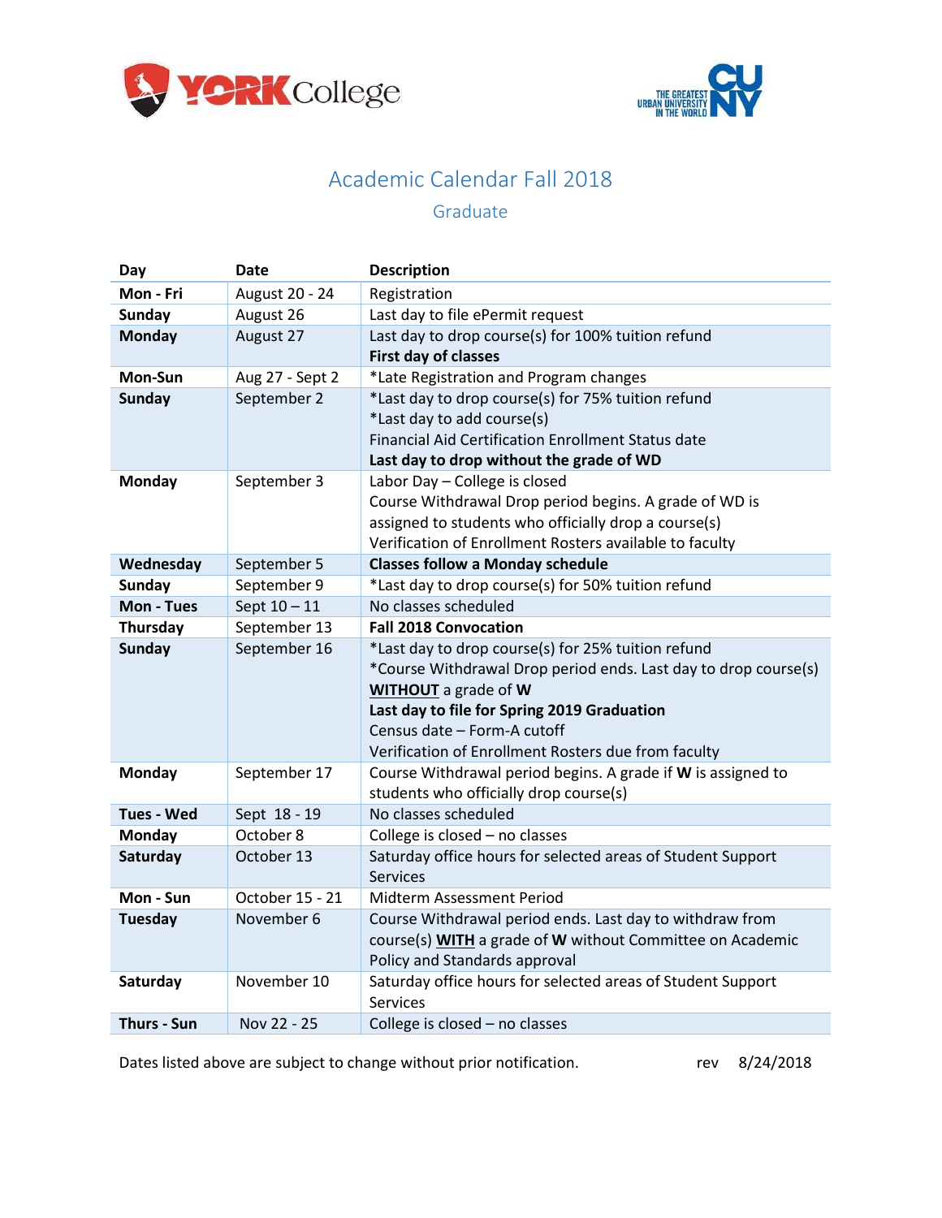# Academic Calendar Fall 2018

## Graduate

| Day | Date | Description |
|---|---|---|
| **Mon - Fri** | August 20 - 24 | Registration |
| **Sunday** | August 26 | Last day to file ePermit request |
| **Monday** | August 27 | Last day to drop course(s) for 100% tuition refund<br>**First day of classes** |
| **Mon-Sun** | Aug 27 - Sept 2 | *Late Registration and Program changes |
| **Sunday** | September 2 | *Last day to drop course(s) for 75% tuition refund<br>*Last day to add course(s)<br>Financial Aid Certification Enrollment Status date<br>**Last day to drop without the grade of WD** |
| **Monday** | September 3 | Labor Day – College is closed<br>Course Withdrawal Drop period begins. A grade of WD is assigned to students who officially drop a course(s)<br>Verification of Enrollment Rosters available to faculty |
| **Wednesday** | September 5 | **Classes follow a Monday schedule** |
| **Sunday** | September 9 | *Last day to drop course(s) for 50% tuition refund |
| **Mon - Tues** | Sept 10 – 11 | No classes scheduled |
| **Thursday** | September 13 | **Fall 2018 Convocation** |
| **Sunday** | September 16 | *Last day to drop course(s) for 25% tuition refund<br>*Course Withdrawal Drop period ends. Last day to drop course(s) **WITHOUT** a grade of **W**<br>**Last day to file for Spring 2019 Graduation**<br>Census date – Form-A cutoff<br>Verification of Enrollment Rosters due from faculty |
| **Monday** | September 17 | Course Withdrawal period begins. A grade if **W** is assigned to students who officially drop course(s) |
| **Tues - Wed** | Sept 18 - 19 | No classes scheduled |
| **Monday** | October 8 | College is closed – no classes |
| **Saturday** | October 13 | Saturday office hours for selected areas of Student Support Services |
| **Mon - Sun** | October 15 - 21 | Midterm Assessment Period |
| **Tuesday** | November 6 | Course Withdrawal period ends. Last day to withdraw from course(s) **WITH** a grade of **W** without Committee on Academic Policy and Standards approval |
| **Saturday** | November 10 | Saturday office hours for selected areas of Student Support Services |
| **Thurs - Sun** | Nov 22 - 25 | College is closed – no classes |

Dates listed above are subject to change without prior notification. rev 8/24/2018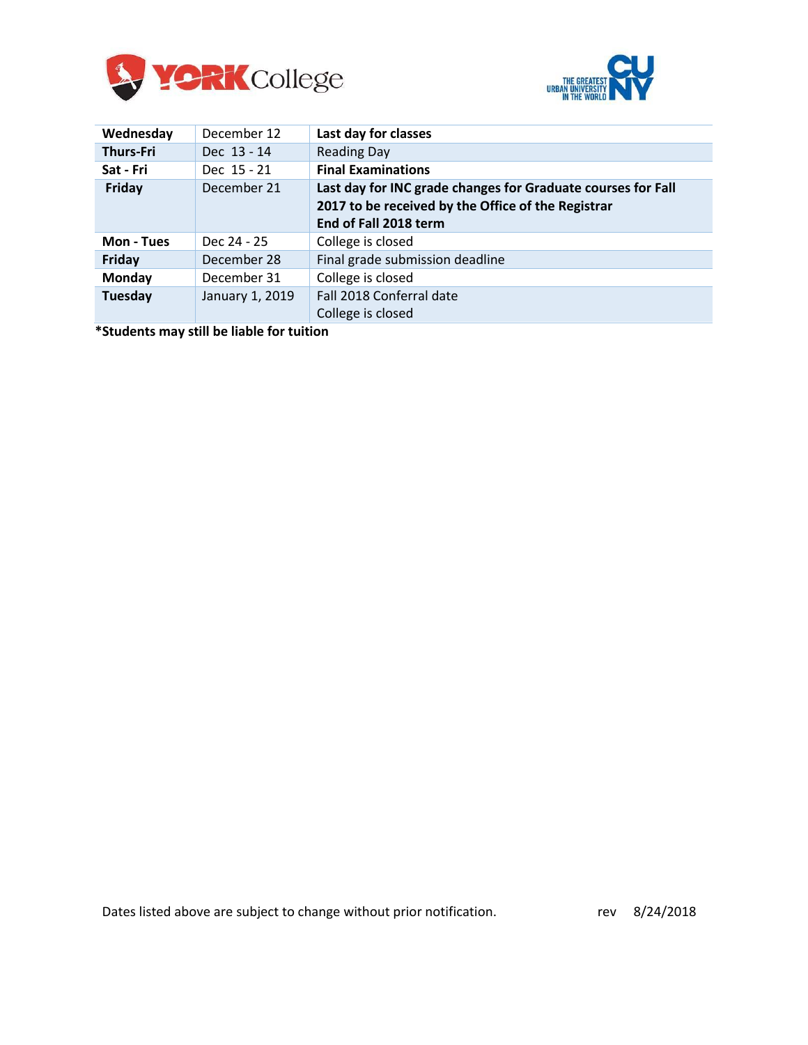| | | |
|---|---|---|
| **Wednesday** | December 12 | **Last day for classes** |
| **Thurs-Fri** | Dec 13 - 14 | Reading Day |
| **Sat - Fri** | Dec 15 - 21 | **Final Examinations** |
| **Friday** | December 21 | **Last day for INC grade changes for Graduate courses for Fall 2017 to be received by the Office of the Registrar**<br>**End of Fall 2018 term** |
| **Mon - Tues** | Dec 24 - 25 | College is closed |
| **Friday** | December 28 | Final grade submission deadline |
| **Monday** | December 31 | College is closed |
| **Tuesday** | January 1, 2019 | Fall 2018 Conferral date<br>College is closed |

***Students may still be liable for tuition**

Dates listed above are subject to change without prior notification. rev 8/24/2018